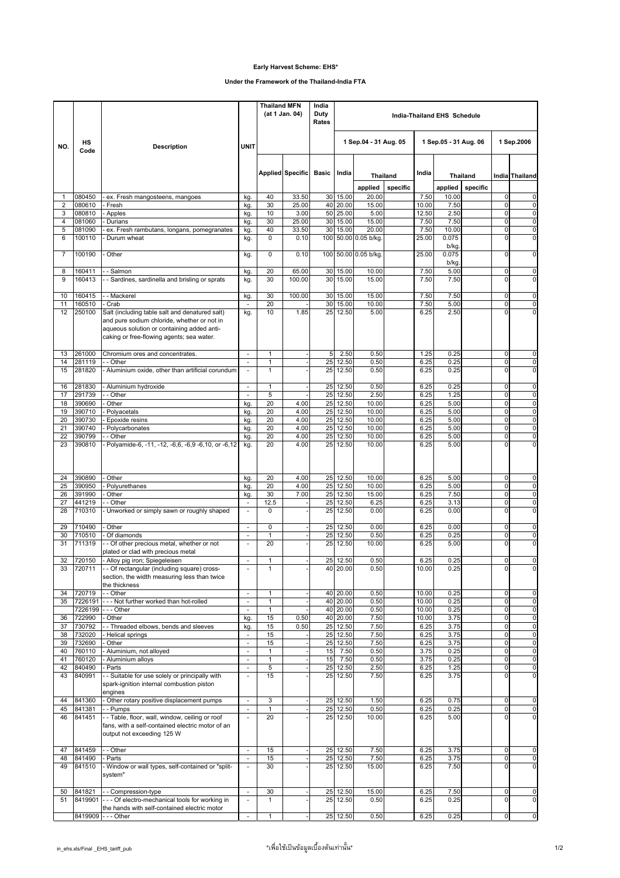**Early Harvest Scheme: EHS***

**Under the Framework of the Thailand-India FTA**

| NO. | HS Code | Description | UNIT | Thailand MFN (at 1 Jan. 04) | | India Duty Rates | India-Thailand EHS Schedule | | | | | | | |
|---|---|---|---|---|---|---|---|---|---|---|---|---|---|---|
| | | | | | | | 1 Sep.04 - 31 Aug. 05 | | | 1 Sep.05 - 31 Aug. 06 | | | 1 Sep.2006 | |
| | | | | Applied | Specific | Basic | India | Thailand | | India | Thailand | | India | Thailand |
| | | | | | | | | applied | specific | | applied | specific | | |
| 1 | 080450 | - ex. Fresh mangosteens, mangoes | kg. | 40 | 33.50 | 30 | 15.00 | 20.00 | | 7.50 | 10.00 | | 0 | 0 |
| 2 | 080610 | - Fresh | kg. | 30 | 25.00 | 40 | 20.00 | 15.00 | | 10.00 | 7.50 | | 0 | 0 |
| 3 | 080810 | - Apples | kg. | 10 | 3.00 | 50 | 25.00 | 5.00 | | 12.50 | 2.50 | | 0 | 0 |
| 4 | 081060 | - Durians | kg. | 30 | 25.00 | 30 | 15.00 | 15.00 | | 7.50 | 7.50 | | 0 | 0 |
| 5 | 081090 | - ex. Fresh rambutans, longans, pomegranates | kg. | 40 | 33.50 | 30 | 15.00 | 20.00 | | 7.50 | 10.00 | | 0 | 0 |
| 6 | 100110 | - Durum wheat | kg. | 0 | 0.10 | 100 | 50.00 | 0.05 b/kg. | | 25.00 | 0.075 b/kg. | | 0 | 0 |
| 7 | 100190 | - Other | kg. | 0 | 0.10 | 100 | 50.00 | 0.05 b/kg. | | 25.00 | 0.075 b/kg. | | 0 | 0 |
| 8 | 160411 | - - Salmon | kg. | 20 | 65.00 | 30 | 15.00 | 10.00 | | 7.50 | 5.00 | | 0 | 0 |
| 9 | 160413 | - - Sardines, sardinella and brisling or sprats | kg. | 30 | 100.00 | 30 | 15.00 | 15.00 | | 7.50 | 7.50 | | 0 | 0 |
| 10 | 160415 | - - Mackerel | kg. | 30 | 100.00 | 30 | 15.00 | 15.00 | | 7.50 | 7.50 | | 0 | 0 |
| 11 | 160510 | - Crab | - | 20 | | 30 | 15.00 | 10.00 | | 7.50 | 5.00 | | 0 | 0 |
| 12 | 250100 | Salt (including table salt and denatured salt) and pure sodium chloride, whether or not in aqueous solution or containing added anti-caking or free-flowing agents; sea water. | kg. | 10 | 1.85 | 25 | 12.50 | 5.00 | | 6.25 | 2.50 | | 0 | 0 |
| 13 | 261000 | Chromium ores and concentrates. | - | 1 | - | 5 | 2.50 | 0.50 | | 1.25 | 0.25 | | 0 | 0 |
| 14 | 281119 | - - Other | - | 1 | - | 25 | 12.50 | 0.50 | | 6.25 | 0.25 | | 0 | 0 |
| 15 | 281820 | - Aluminium oxide, other than artificial corundum | - | 1 | - | 25 | 12.50 | 0.50 | | 6.25 | 0.25 | | 0 | 0 |
| 16 | 281830 | - Aluminium hydroxide | - | 1 | - | 25 | 12.50 | 0.50 | | 6.25 | 0.25 | | 0 | 0 |
| 17 | 291739 | - - Other | - | 5 | - | 25 | 12.50 | 2.50 | | 6.25 | 1.25 | | 0 | 0 |
| 18 | 390690 | - Other | kg. | 20 | 4.00 | 25 | 12.50 | 10.00 | | 6.25 | 5.00 | | 0 | 0 |
| 19 | 390710 | - Polyacetals | kg. | 20 | 4.00 | 25 | 12.50 | 10.00 | | 6.25 | 5.00 | | 0 | 0 |
| 20 | 390730 | - Epoxide resins | kg. | 20 | 4.00 | 25 | 12.50 | 10.00 | | 6.25 | 5.00 | | 0 | 0 |
| 21 | 390740 | - Polycarbonates | kg. | 20 | 4.00 | 25 | 12.50 | 10.00 | | 6.25 | 5.00 | | 0 | 0 |
| 22 | 390799 | - - Other | kg. | 20 | 4.00 | 25 | 12.50 | 10.00 | | 6.25 | 5.00 | | 0 | 0 |
| 23 | 390810 | - Polyamide-6, -11, -12, -6,6, -6,9 -6,10, or -6,12 | kg. | 20 | 4.00 | 25 | 12.50 | 10.00 | | 6.25 | 5.00 | | 0 | 0 |
| 24 | 390890 | - Other | kg. | 20 | 4.00 | 25 | 12.50 | 10.00 | | 6.25 | 5.00 | | 0 | 0 |
| 25 | 390950 | - Polyurethanes | kg. | 20 | 4.00 | 25 | 12.50 | 10.00 | | 6.25 | 5.00 | | 0 | 0 |
| 26 | 391990 | - Other | kg. | 30 | 7.00 | 25 | 12.50 | 15.00 | | 6.25 | 7.50 | | 0 | 0 |
| 27 | 441219 | - - Other | - | 12.5 | - | 25 | 12.50 | 6.25 | | 6.25 | 3.13 | | 0 | 0 |
| 28 | 710310 | - Unworked or simply sawn or roughly shaped | - | 0 | - | 25 | 12.50 | 0.00 | | 6.25 | 0.00 | | 0 | 0 |
| 29 | 710490 | - Other | - | 0 | - | 25 | 12.50 | 0.00 | | 6.25 | 0.00 | | 0 | 0 |
| 30 | 710510 | - Of diamonds | - | 1 | - | 25 | 12.50 | 0.50 | | 6.25 | 0.25 | | 0 | 0 |
| 31 | 711319 | - - Of other precious metal, whether or not plated or clad with precious metal | - | 20 | - | 25 | 12.50 | 10.00 | | 6.25 | 5.00 | | 0 | 0 |
| 32 | 720150 | - Alloy pig iron; Spiegeleisen | - | 1 | - | 25 | 12.50 | 0.50 | | 6.25 | 0.25 | | 0 | 0 |
| 33 | 720711 | - - Of rectangular (including square) cross-section, the width measuring less than twice the thickness | - | 1 | - | 40 | 20.00 | 0.50 | | 10.00 | 0.25 | | 0 | 0 |
| 34 | 720719 | - - Other | - | 1 | - | 40 | 20.00 | 0.50 | | 10.00 | 0.25 | | 0 | 0 |
| 35 | 7226191 | - - - Not further worked than hot-rolled | - | 1 | - | 40 | 20.00 | 0.50 | | 10.00 | 0.25 | | 0 | 0 |
| | 7226199 | - - - Other | - | 1 | - | 40 | 20.00 | 0.50 | | 10.00 | 0.25 | | 0 | 0 |
| 36 | 722990 | - Other | kg. | 15 | 0.50 | 40 | 20.00 | 7.50 | | 10.00 | 3.75 | | 0 | 0 |
| 37 | 730792 | - - Threaded elbows, bends and sleeves | kg. | 15 | 0.50 | 25 | 12.50 | 7.50 | | 6.25 | 3.75 | | 0 | 0 |
| 38 | 732020 | - Helical springs | - | 15 | - | 25 | 12.50 | 7.50 | | 6.25 | 3.75 | | 0 | 0 |
| 39 | 732690 | - Other | - | 15 | - | 25 | 12.50 | 7.50 | | 6.25 | 3.75 | | 0 | 0 |
| 40 | 760110 | - Aluminium, not alloyed | - | 1 | - | 15 | 7.50 | 0.50 | | 3.75 | 0.25 | | 0 | 0 |
| 41 | 760120 | - Aluminium alloys | - | 1 | - | 15 | 7.50 | 0.50 | | 3.75 | 0.25 | | 0 | 0 |
| 42 | 840490 | - Parts | - | 5 | - | 25 | 12.50 | 2.50 | | 6.25 | 1.25 | | 0 | 0 |
| 43 | 840991 | - - Suitable for use solely or principally with spark-ignition internal combustion piston engines | - | 15 | - | 25 | 12.50 | 7.50 | | 6.25 | 3.75 | | 0 | 0 |
| 44 | 841360 | - Other rotary positive displacement pumps | - | 3 | - | 25 | 12.50 | 1.50 | | 6.25 | 0.75 | | 0 | 0 |
| 45 | 841381 | - - Pumps | - | 1 | - | 25 | 12.50 | 0.50 | | 6.25 | 0.25 | | 0 | 0 |
| 46 | 841451 | - - Table, floor, wall, window, ceiling or roof fans, with a self-contained electric motor of an output not exceeding 125 W | - | 20 | - | 25 | 12.50 | 10.00 | | 6.25 | 5.00 | | 0 | 0 |
| 47 | 841459 | - - Other | - | 15 | - | 25 | 12.50 | 7.50 | | 6.25 | 3.75 | | 0 | 0 |
| 48 | 841490 | - Parts | - | 15 | - | 25 | 12.50 | 7.50 | | 6.25 | 3.75 | | 0 | 0 |
| 49 | 841510 | - Window or wall types, self-contained or "split-system" | - | 30 | - | 25 | 12.50 | 15.00 | | 6.25 | 7.50 | | 0 | 0 |
| 50 | 841821 | - - Compression-type | - | 30 | - | 25 | 12.50 | 15.00 | | 6.25 | 7.50 | | 0 | 0 |
| 51 | 8419901 | - - - Of electro-mechanical tools for working in the hands with self-contained electric motor | - | 1 | - | 25 | 12.50 | 0.50 | | 6.25 | 0.25 | | 0 | 0 |
| | 8419909 | - - - Other | - | 1 | - | 25 | 12.50 | 0.50 | | 6.25 | 0.25 | | 0 | 0 |

*เพื่อใช้เป็นข้อมูลเบื้องต้นเท่านั้น*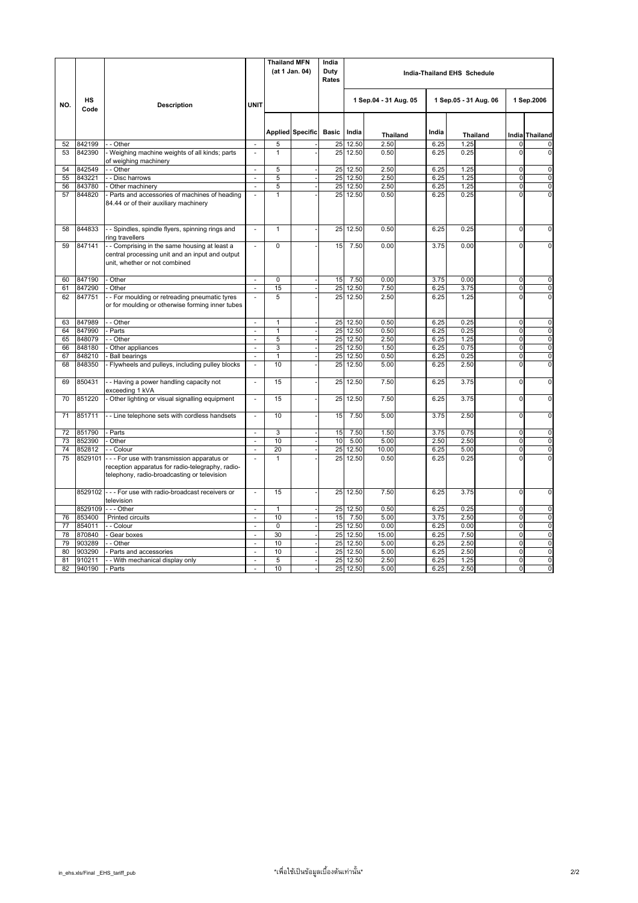| NO. | HS Code | Description | UNIT | Thailand MFN (at 1 Jan. 04) | | India Duty Rates | India-Thailand EHS Schedule | | | | | |
|---|---|---|---|---|---|---|---|---|---|---|---|---|
| | | | | | | | 1 Sep.04 - 31 Aug. 05 | | 1 Sep.05 - 31 Aug. 06 | | 1 Sep.2006 | |
| | | | | Applied | Specific | Basic | India | Thailand | India | Thailand | India | Thailand |
| 52 | 842199 | - - Other | - | 5 | - | 25 | 12.50 | 2.50 | 6.25 | 1.25 | 0 | 0 |
| 53 | 842390 | - Weighing machine weights of all kinds; parts of weighing machinery | - | 1 | - | 25 | 12.50 | 0.50 | 6.25 | 0.25 | 0 | 0 |
| 54 | 842549 | - - Other | - | 5 | - | 25 | 12.50 | 2.50 | 6.25 | 1.25 | 0 | 0 |
| 55 | 843221 | - - Disc harrows | - | 5 | - | 25 | 12.50 | 2.50 | 6.25 | 1.25 | 0 | 0 |
| 56 | 843780 | - Other machinery | - | 5 | - | 25 | 12.50 | 2.50 | 6.25 | 1.25 | 0 | 0 |
| 57 | 844820 | - Parts and accessories of machines of heading 84.44 or of their auxiliary machinery | - | 1 | - | 25 | 12.50 | 0.50 | 6.25 | 0.25 | 0 | 0 |
| 58 | 844833 | - - Spindles, spindle flyers, spinning rings and ring travellers | - | 1 | - | 25 | 12.50 | 0.50 | 6.25 | 0.25 | 0 | 0 |
| 59 | 847141 | - - Comprising in the same housing at least a central processing unit and an input and output unit, whether or not combined | - | 0 | - | 15 | 7.50 | 0.00 | 3.75 | 0.00 | 0 | 0 |
| 60 | 847190 | - Other | - | 0 | - | 15 | 7.50 | 0.00 | 3.75 | 0.00 | 0 | 0 |
| 61 | 847290 | - Other | - | 15 | - | 25 | 12.50 | 7.50 | 6.25 | 3.75 | 0 | 0 |
| 62 | 847751 | - - For moulding or retreading pneumatic tyres or for moulding or otherwise forming inner tubes | - | 5 | - | 25 | 12.50 | 2.50 | 6.25 | 1.25 | 0 | 0 |
| 63 | 847989 | - - Other | - | 1 | - | 25 | 12.50 | 0.50 | 6.25 | 0.25 | 0 | 0 |
| 64 | 847990 | - Parts | - | 1 | - | 25 | 12.50 | 0.50 | 6.25 | 0.25 | 0 | 0 |
| 65 | 848079 | - - Other | - | 5 | - | 25 | 12.50 | 2.50 | 6.25 | 1.25 | 0 | 0 |
| 66 | 848180 | - Other appliances | - | 3 | - | 25 | 12.50 | 1.50 | 6.25 | 0.75 | 0 | 0 |
| 67 | 848210 | - Ball bearings | - | 1 | - | 25 | 12.50 | 0.50 | 6.25 | 0.25 | 0 | 0 |
| 68 | 848350 | - Flywheels and pulleys, including pulley blocks | - | 10 | - | 25 | 12.50 | 5.00 | 6.25 | 2.50 | 0 | 0 |
| 69 | 850431 | - - Having a power handling capacity not exceeding 1 kVA | - | 15 | - | 25 | 12.50 | 7.50 | 6.25 | 3.75 | 0 | 0 |
| 70 | 851220 | - Other lighting or visual signalling equipment | - | 15 | - | 25 | 12.50 | 7.50 | 6.25 | 3.75 | 0 | 0 |
| 71 | 851711 | - - Line telephone sets with cordless handsets | - | 10 | - | 15 | 7.50 | 5.00 | 3.75 | 2.50 | 0 | 0 |
| 72 | 851790 | - Parts | - | 3 | - | 15 | 7.50 | 1.50 | 3.75 | 0.75 | 0 | 0 |
| 73 | 852390 | - Other | - | 10 | - | 10 | 5.00 | 5.00 | 2.50 | 2.50 | 0 | 0 |
| 74 | 852812 | - - Colour | - | 20 | - | 25 | 12.50 | 10.00 | 6.25 | 5.00 | 0 | 0 |
| 75 | 8529101 | - - - For use with transmission apparatus or reception apparatus for radio-telegraphy, radio-telephony, radio-broadcasting or television | - | 1 | - | 25 | 12.50 | 0.50 | 6.25 | 0.25 | 0 | 0 |
| | 8529102 | - - - For use with radio-broadcast receivers or television | - | 15 | - | 25 | 12.50 | 7.50 | 6.25 | 3.75 | 0 | 0 |
| | 8529109 | - - - Other | - | 1 | - | 25 | 12.50 | 0.50 | 6.25 | 0.25 | 0 | 0 |
| 76 | 853400 | Printed circuits | - | 10 | - | 15 | 7.50 | 5.00 | 3.75 | 2.50 | 0 | 0 |
| 77 | 854011 | - - Colour | - | 0 | - | 25 | 12.50 | 0.00 | 6.25 | 0.00 | 0 | 0 |
| 78 | 870840 | - Gear boxes | - | 30 | - | 25 | 12.50 | 15.00 | 6.25 | 7.50 | 0 | 0 |
| 79 | 903289 | - - Other | - | 10 | - | 25 | 12.50 | 5.00 | 6.25 | 2.50 | 0 | 0 |
| 80 | 903290 | - Parts and accessories | - | 10 | - | 25 | 12.50 | 5.00 | 6.25 | 2.50 | 0 | 0 |
| 81 | 910211 | - - With mechanical display only | - | 5 | - | 25 | 12.50 | 2.50 | 6.25 | 1.25 | 0 | 0 |
| 82 | 940190 | - Parts | - | 10 | - | 25 | 12.50 | 5.00 | 6.25 | 2.50 | 0 | 0 |

in_ehs.xls/Final _EHS_tariff_pub

*เพื่อใช้เป็นข้อมูลเบื้องต้นเท่านั้น*